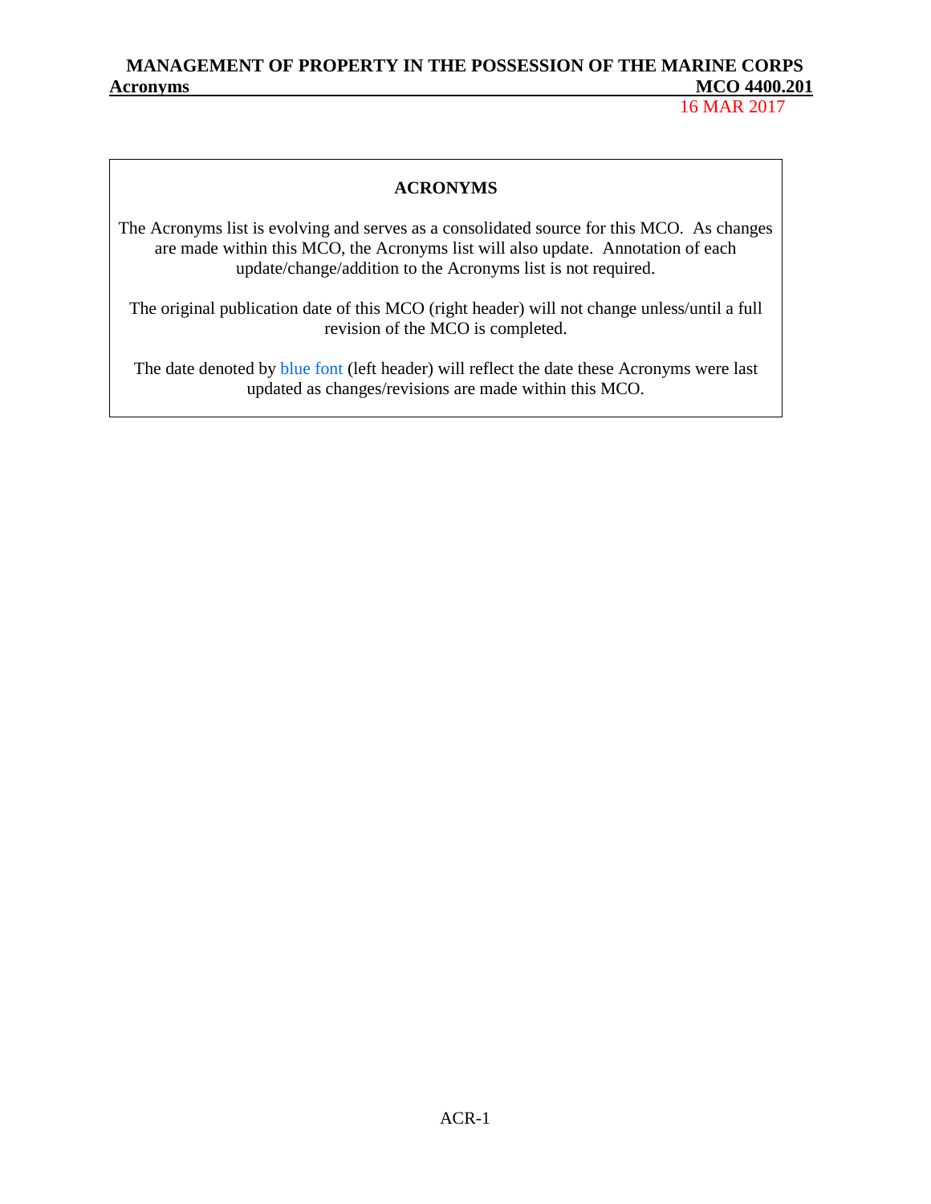## ACRONYMS

The Acronyms list is evolving and serves as a consolidated source for this MCO. As changes are made within this MCO, the Acronyms list will also update. Annotation of each update/change/addition to the Acronyms list is not required.

The original publication date of this MCO (right header) will not change unless/until a full revision of the MCO is completed.

The date denoted by blue font (left header) will reflect the date these Acronyms were last updated as changes/revisions are made within this MCO.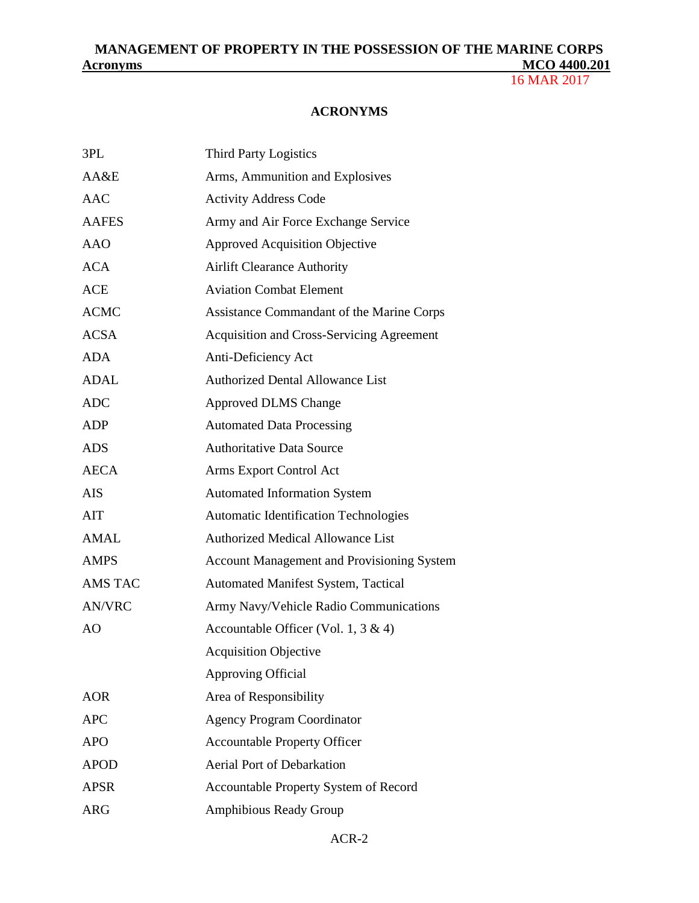## ACRONYMS

| | |
|---|---|
| 3PL | Third Party Logistics |
| AA&E | Arms, Ammunition and Explosives |
| AAC | Activity Address Code |
| AAFES | Army and Air Force Exchange Service |
| AAO | Approved Acquisition Objective |
| ACA | Airlift Clearance Authority |
| ACE | Aviation Combat Element |
| ACMC | Assistance Commandant of the Marine Corps |
| ACSA | Acquisition and Cross-Servicing Agreement |
| ADA | Anti-Deficiency Act |
| ADAL | Authorized Dental Allowance List |
| ADC | Approved DLMS Change |
| ADP | Automated Data Processing |
| ADS | Authoritative Data Source |
| AECA | Arms Export Control Act |
| AIS | Automated Information System |
| AIT | Automatic Identification Technologies |
| AMAL | Authorized Medical Allowance List |
| AMPS | Account Management and Provisioning System |
| AMS TAC | Automated Manifest System, Tactical |
| AN/VRC | Army Navy/Vehicle Radio Communications |
| AO | Accountable Officer (Vol. 1, 3 & 4) |
| | Acquisition Objective |
| | Approving Official |
| AOR | Area of Responsibility |
| APC | Agency Program Coordinator |
| APO | Accountable Property Officer |
| APOD | Aerial Port of Debarkation |
| APSR | Accountable Property System of Record |
| ARG | Amphibious Ready Group |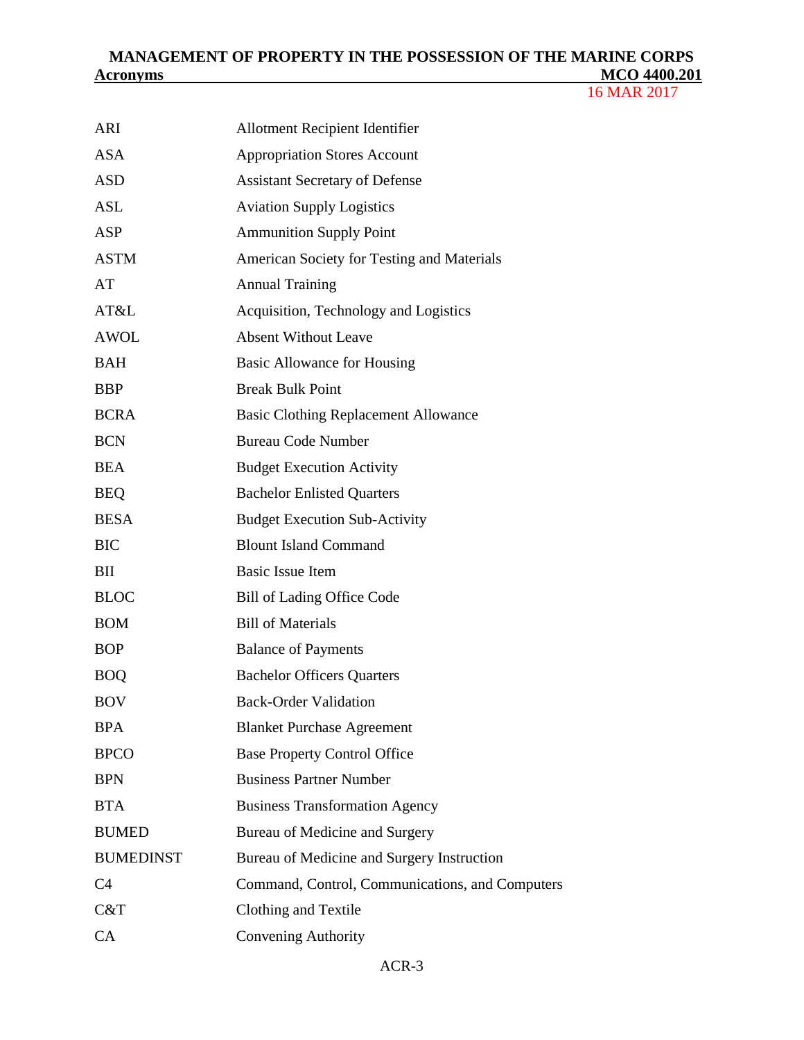| | |
|---|---|
| ARI | Allotment Recipient Identifier |
| ASA | Appropriation Stores Account |
| ASD | Assistant Secretary of Defense |
| ASL | Aviation Supply Logistics |
| ASP | Ammunition Supply Point |
| ASTM | American Society for Testing and Materials |
| AT | Annual Training |
| AT&L | Acquisition, Technology and Logistics |
| AWOL | Absent Without Leave |
| BAH | Basic Allowance for Housing |
| BBP | Break Bulk Point |
| BCRA | Basic Clothing Replacement Allowance |
| BCN | Bureau Code Number |
| BEA | Budget Execution Activity |
| BEQ | Bachelor Enlisted Quarters |
| BESA | Budget Execution Sub-Activity |
| BIC | Blount Island Command |
| BII | Basic Issue Item |
| BLOC | Bill of Lading Office Code |
| BOM | Bill of Materials |
| BOP | Balance of Payments |
| BOQ | Bachelor Officers Quarters |
| BOV | Back-Order Validation |
| BPA | Blanket Purchase Agreement |
| BPCO | Base Property Control Office |
| BPN | Business Partner Number |
| BTA | Business Transformation Agency |
| BUMED | Bureau of Medicine and Surgery |
| BUMEDINST | Bureau of Medicine and Surgery Instruction |
| C4 | Command, Control, Communications, and Computers |
| C&T | Clothing and Textile |
| CA | Convening Authority |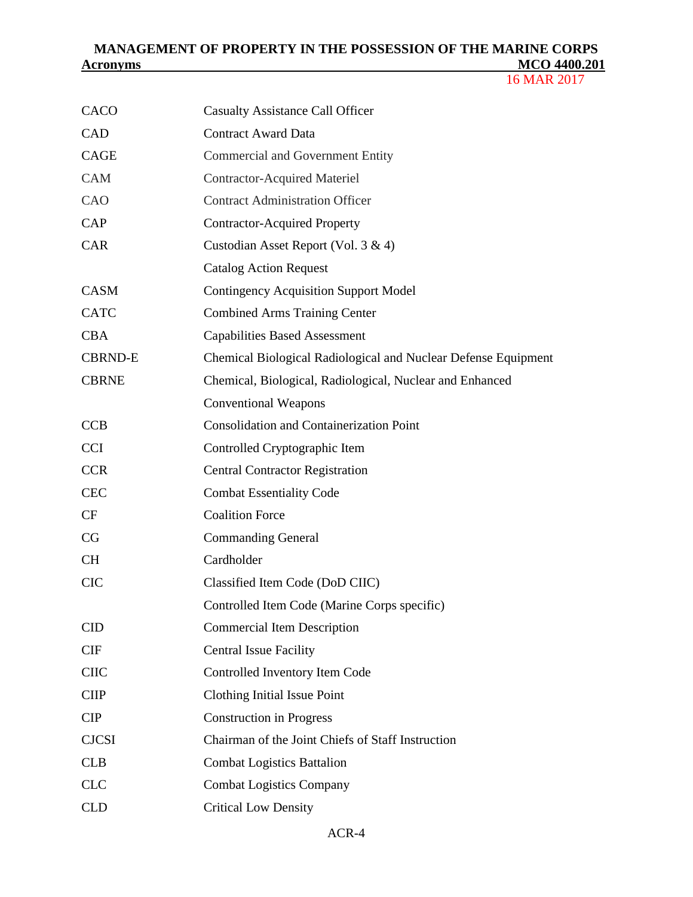| | |
|---|---|
| CACO | Casualty Assistance Call Officer |
| CAD | Contract Award Data |
| CAGE | Commercial and Government Entity |
| CAM | Contractor-Acquired Materiel |
| CAO | Contract Administration Officer |
| CAP | Contractor-Acquired Property |
| CAR | Custodian Asset Report (Vol. 3 & 4) |
| | Catalog Action Request |
| CASM | Contingency Acquisition Support Model |
| CATC | Combined Arms Training Center |
| CBA | Capabilities Based Assessment |
| CBRND-E | Chemical Biological Radiological and Nuclear Defense Equipment |
| CBRNE | Chemical, Biological, Radiological, Nuclear and Enhanced Conventional Weapons |
| CCB | Consolidation and Containerization Point |
| CCI | Controlled Cryptographic Item |
| CCR | Central Contractor Registration |
| CEC | Combat Essentiality Code |
| CF | Coalition Force |
| CG | Commanding General |
| CH | Cardholder |
| CIC | Classified Item Code (DoD CIIC) |
| | Controlled Item Code (Marine Corps specific) |
| CID | Commercial Item Description |
| CIF | Central Issue Facility |
| CIIC | Controlled Inventory Item Code |
| CIIP | Clothing Initial Issue Point |
| CIP | Construction in Progress |
| CJCSI | Chairman of the Joint Chiefs of Staff Instruction |
| CLB | Combat Logistics Battalion |
| CLC | Combat Logistics Company |
| CLD | Critical Low Density |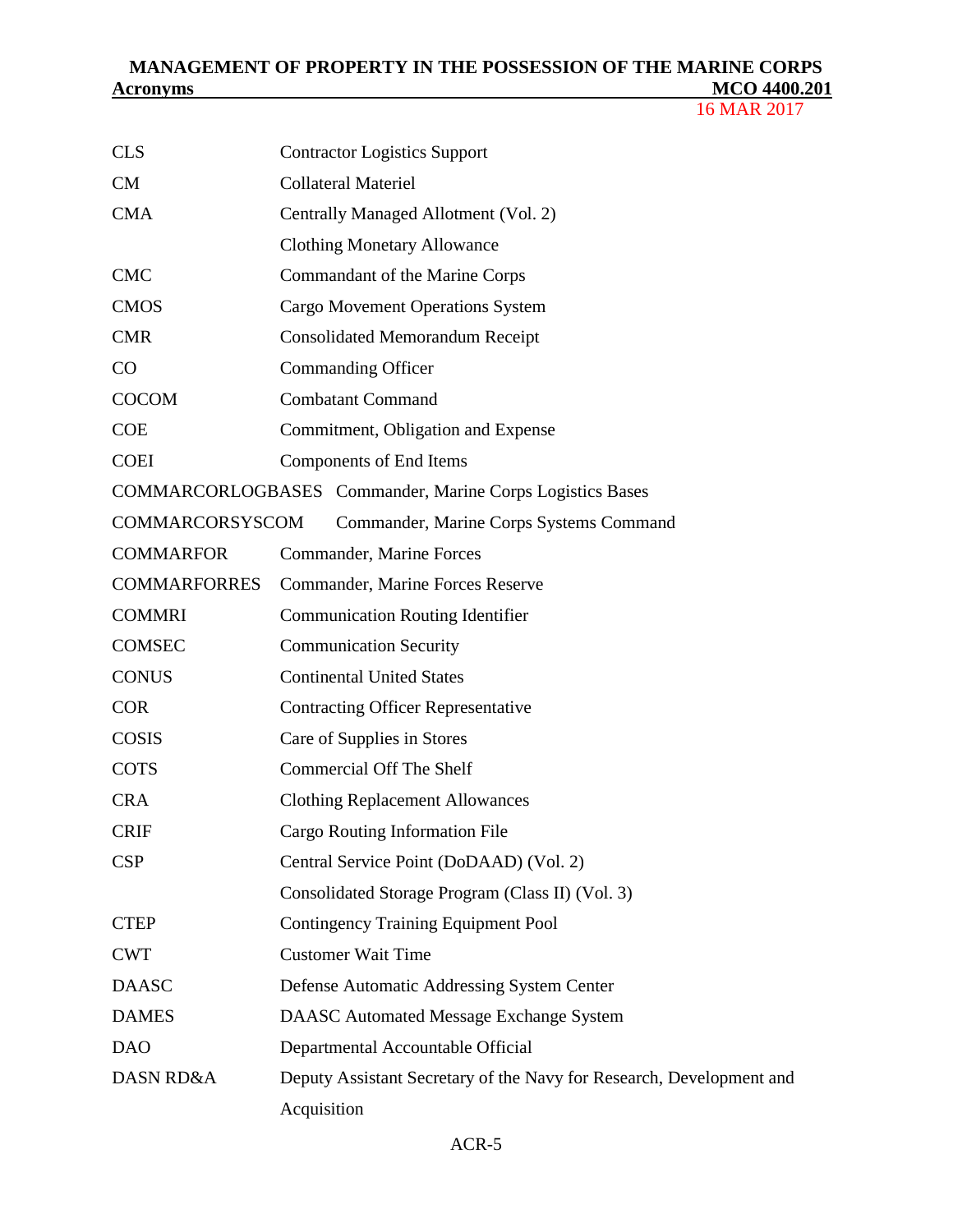| | |
|---|---|
| CLS | Contractor Logistics Support |
| CM | Collateral Materiel |
| CMA | Centrally Managed Allotment (Vol. 2) |
| | Clothing Monetary Allowance |
| CMC | Commandant of the Marine Corps |
| CMOS | Cargo Movement Operations System |
| CMR | Consolidated Memorandum Receipt |
| CO | Commanding Officer |
| COCOM | Combatant Command |
| COE | Commitment, Obligation and Expense |
| COEI | Components of End Items |
| COMMARCORLOGBASES | Commander, Marine Corps Logistics Bases |
| COMMARCORSYSCOM | Commander, Marine Corps Systems Command |
| COMMARFOR | Commander, Marine Forces |
| COMMARFORRES | Commander, Marine Forces Reserve |
| COMMRI | Communication Routing Identifier |
| COMSEC | Communication Security |
| CONUS | Continental United States |
| COR | Contracting Officer Representative |
| COSIS | Care of Supplies in Stores |
| COTS | Commercial Off The Shelf |
| CRA | Clothing Replacement Allowances |
| CRIF | Cargo Routing Information File |
| CSP | Central Service Point (DoDAAD) (Vol. 2) |
| | Consolidated Storage Program (Class II) (Vol. 3) |
| CTEP | Contingency Training Equipment Pool |
| CWT | Customer Wait Time |
| DAASC | Defense Automatic Addressing System Center |
| DAMES | DAASC Automated Message Exchange System |
| DAO | Departmental Accountable Official |
| DASN RD&A | Deputy Assistant Secretary of the Navy for Research, Development and Acquisition |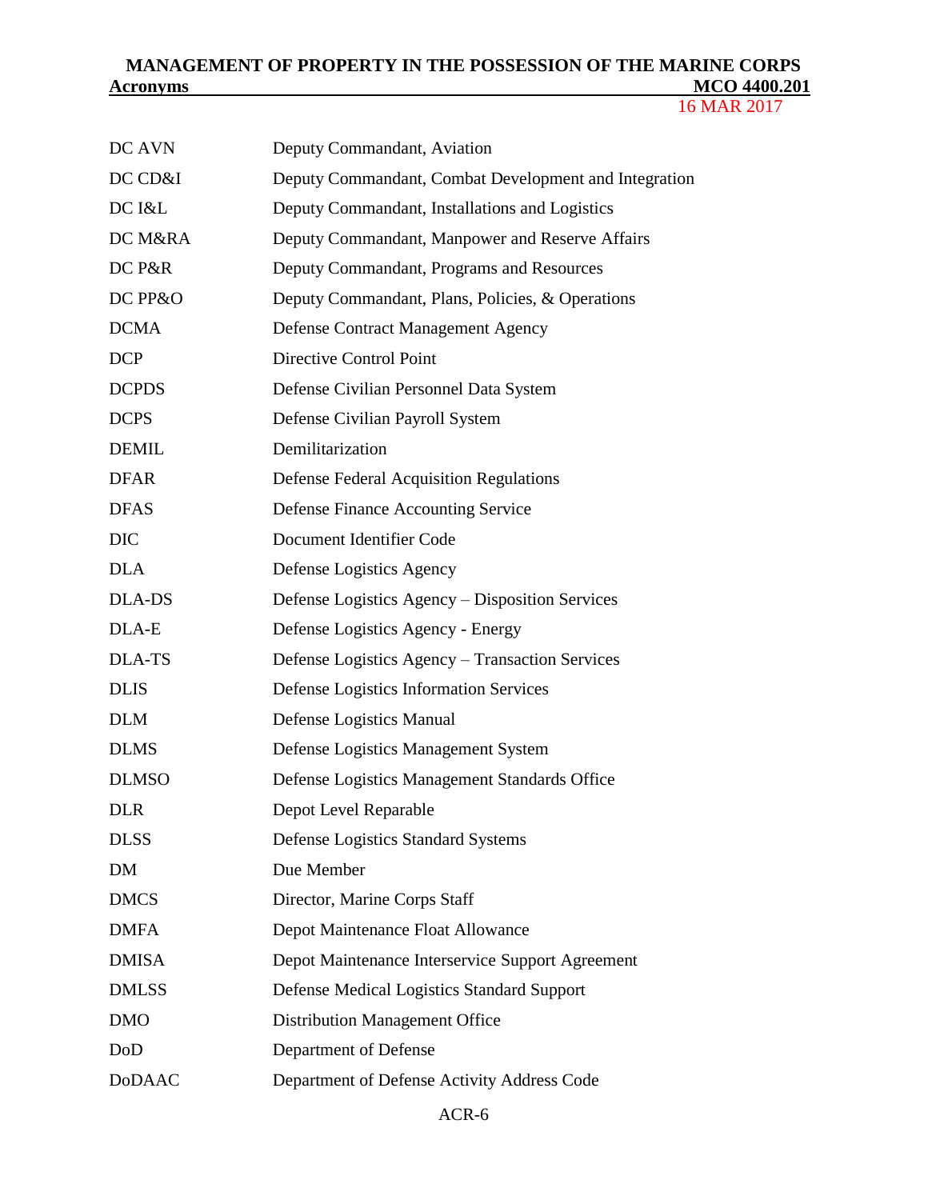| | |
|---|---|
| DC AVN | Deputy Commandant, Aviation |
| DC CD&I | Deputy Commandant, Combat Development and Integration |
| DC I&L | Deputy Commandant, Installations and Logistics |
| DC M&RA | Deputy Commandant, Manpower and Reserve Affairs |
| DC P&R | Deputy Commandant, Programs and Resources |
| DC PP&O | Deputy Commandant, Plans, Policies, & Operations |
| DCMA | Defense Contract Management Agency |
| DCP | Directive Control Point |
| DCPDS | Defense Civilian Personnel Data System |
| DCPS | Defense Civilian Payroll System |
| DEMIL | Demilitarization |
| DFAR | Defense Federal Acquisition Regulations |
| DFAS | Defense Finance Accounting Service |
| DIC | Document Identifier Code |
| DLA | Defense Logistics Agency |
| DLA-DS | Defense Logistics Agency – Disposition Services |
| DLA-E | Defense Logistics Agency - Energy |
| DLA-TS | Defense Logistics Agency – Transaction Services |
| DLIS | Defense Logistics Information Services |
| DLM | Defense Logistics Manual |
| DLMS | Defense Logistics Management System |
| DLMSO | Defense Logistics Management Standards Office |
| DLR | Depot Level Reparable |
| DLSS | Defense Logistics Standard Systems |
| DM | Due Member |
| DMCS | Director, Marine Corps Staff |
| DMFA | Depot Maintenance Float Allowance |
| DMISA | Depot Maintenance Interservice Support Agreement |
| DMLSS | Defense Medical Logistics Standard Support |
| DMO | Distribution Management Office |
| DoD | Department of Defense |
| DoDAAC | Department of Defense Activity Address Code |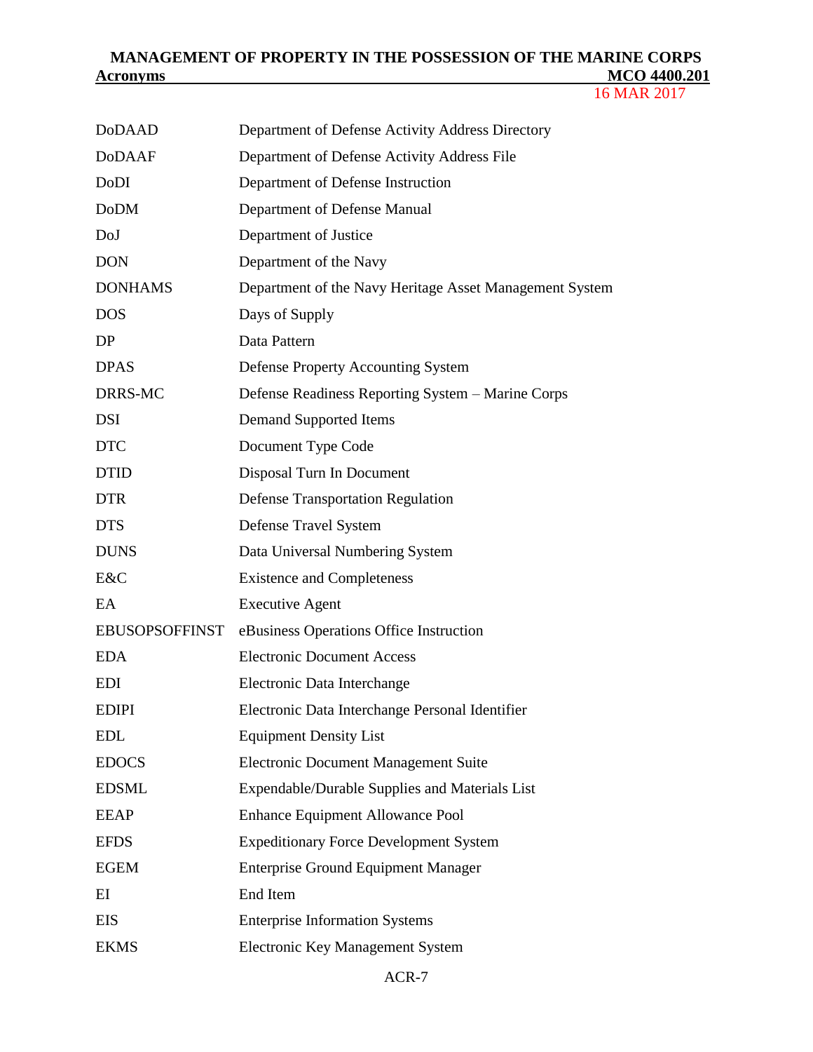| | |
|---|---|
| DoDAAD | Department of Defense Activity Address Directory |
| DoDAAF | Department of Defense Activity Address File |
| DoDI | Department of Defense Instruction |
| DoDM | Department of Defense Manual |
| DoJ | Department of Justice |
| DON | Department of the Navy |
| DONHAMS | Department of the Navy Heritage Asset Management System |
| DOS | Days of Supply |
| DP | Data Pattern |
| DPAS | Defense Property Accounting System |
| DRRS-MC | Defense Readiness Reporting System – Marine Corps |
| DSI | Demand Supported Items |
| DTC | Document Type Code |
| DTID | Disposal Turn In Document |
| DTR | Defense Transportation Regulation |
| DTS | Defense Travel System |
| DUNS | Data Universal Numbering System |
| E&C | Existence and Completeness |
| EA | Executive Agent |
| EBUSOPSOFFINST | eBusiness Operations Office Instruction |
| EDA | Electronic Document Access |
| EDI | Electronic Data Interchange |
| EDIPI | Electronic Data Interchange Personal Identifier |
| EDL | Equipment Density List |
| EDOCS | Electronic Document Management Suite |
| EDSML | Expendable/Durable Supplies and Materials List |
| EEAP | Enhance Equipment Allowance Pool |
| EFDS | Expeditionary Force Development System |
| EGEM | Enterprise Ground Equipment Manager |
| EI | End Item |
| EIS | Enterprise Information Systems |
| EKMS | Electronic Key Management System |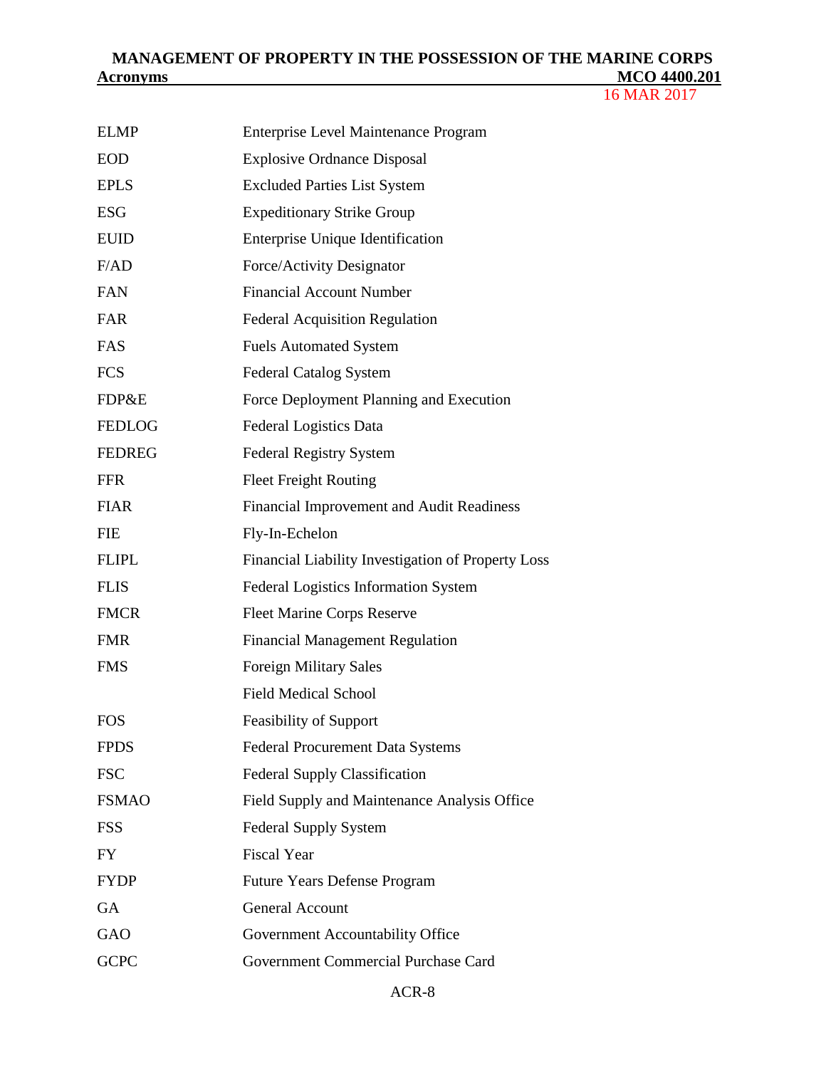| | |
|---|---|
| ELMP | Enterprise Level Maintenance Program |
| EOD | Explosive Ordnance Disposal |
| EPLS | Excluded Parties List System |
| ESG | Expeditionary Strike Group |
| EUID | Enterprise Unique Identification |
| F/AD | Force/Activity Designator |
| FAN | Financial Account Number |
| FAR | Federal Acquisition Regulation |
| FAS | Fuels Automated System |
| FCS | Federal Catalog System |
| FDP&E | Force Deployment Planning and Execution |
| FEDLOG | Federal Logistics Data |
| FEDREG | Federal Registry System |
| FFR | Fleet Freight Routing |
| FIAR | Financial Improvement and Audit Readiness |
| FIE | Fly-In-Echelon |
| FLIPL | Financial Liability Investigation of Property Loss |
| FLIS | Federal Logistics Information System |
| FMCR | Fleet Marine Corps Reserve |
| FMR | Financial Management Regulation |
| FMS | Foreign Military Sales |
| | Field Medical School |
| FOS | Feasibility of Support |
| FPDS | Federal Procurement Data Systems |
| FSC | Federal Supply Classification |
| FSMAO | Field Supply and Maintenance Analysis Office |
| FSS | Federal Supply System |
| FY | Fiscal Year |
| FYDP | Future Years Defense Program |
| GA | General Account |
| GAO | Government Accountability Office |
| GCPC | Government Commercial Purchase Card |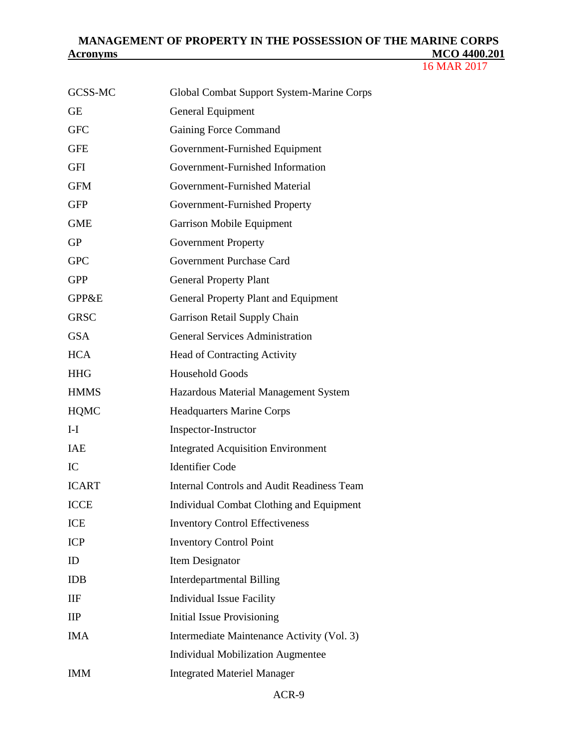| | |
|---|---|
| GCSS-MC | Global Combat Support System-Marine Corps |
| GE | General Equipment |
| GFC | Gaining Force Command |
| GFE | Government-Furnished Equipment |
| GFI | Government-Furnished Information |
| GFM | Government-Furnished Material |
| GFP | Government-Furnished Property |
| GME | Garrison Mobile Equipment |
| GP | Government Property |
| GPC | Government Purchase Card |
| GPP | General Property Plant |
| GPP&E | General Property Plant and Equipment |
| GRSC | Garrison Retail Supply Chain |
| GSA | General Services Administration |
| HCA | Head of Contracting Activity |
| HHG | Household Goods |
| HMMS | Hazardous Material Management System |
| HQMC | Headquarters Marine Corps |
| I-I | Inspector-Instructor |
| IAE | Integrated Acquisition Environment |
| IC | Identifier Code |
| ICART | Internal Controls and Audit Readiness Team |
| ICCE | Individual Combat Clothing and Equipment |
| ICE | Inventory Control Effectiveness |
| ICP | Inventory Control Point |
| ID | Item Designator |
| IDB | Interdepartmental Billing |
| IIF | Individual Issue Facility |
| IIP | Initial Issue Provisioning |
| IMA | Intermediate Maintenance Activity (Vol. 3) |
| | Individual Mobilization Augmentee |
| IMM | Integrated Materiel Manager |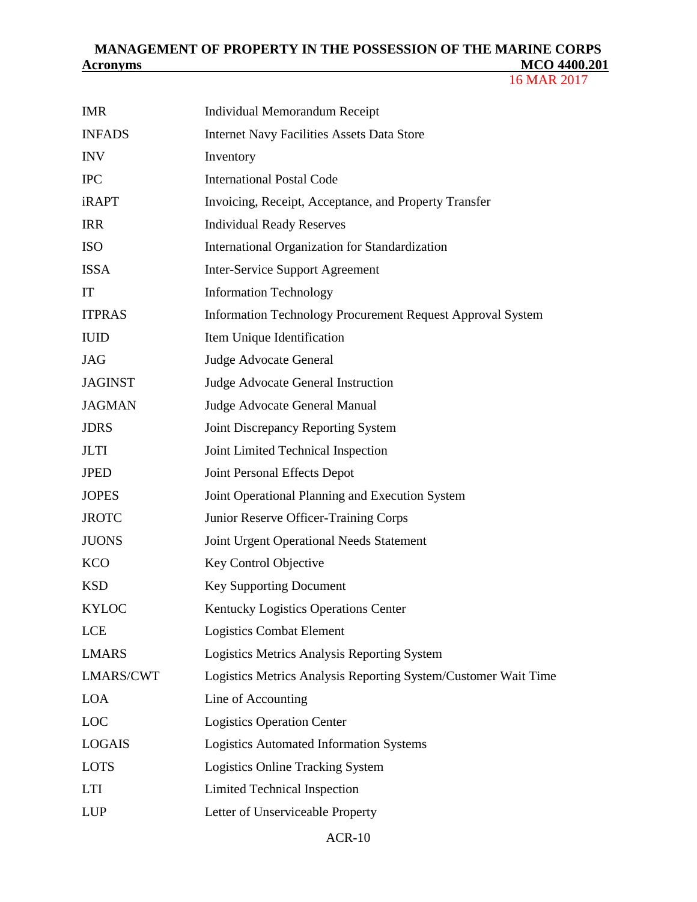| | |
|---|---|
| IMR | Individual Memorandum Receipt |
| INFADS | Internet Navy Facilities Assets Data Store |
| INV | Inventory |
| IPC | International Postal Code |
| iRAPT | Invoicing, Receipt, Acceptance, and Property Transfer |
| IRR | Individual Ready Reserves |
| ISO | International Organization for Standardization |
| ISSA | Inter-Service Support Agreement |
| IT | Information Technology |
| ITPRAS | Information Technology Procurement Request Approval System |
| IUID | Item Unique Identification |
| JAG | Judge Advocate General |
| JAGINST | Judge Advocate General Instruction |
| JAGMAN | Judge Advocate General Manual |
| JDRS | Joint Discrepancy Reporting System |
| JLTI | Joint Limited Technical Inspection |
| JPED | Joint Personal Effects Depot |
| JOPES | Joint Operational Planning and Execution System |
| JROTC | Junior Reserve Officer-Training Corps |
| JUONS | Joint Urgent Operational Needs Statement |
| KCO | Key Control Objective |
| KSD | Key Supporting Document |
| KYLOC | Kentucky Logistics Operations Center |
| LCE | Logistics Combat Element |
| LMARS | Logistics Metrics Analysis Reporting System |
| LMARS/CWT | Logistics Metrics Analysis Reporting System/Customer Wait Time |
| LOA | Line of Accounting |
| LOC | Logistics Operation Center |
| LOGAIS | Logistics Automated Information Systems |
| LOTS | Logistics Online Tracking System |
| LTI | Limited Technical Inspection |
| LUP | Letter of Unserviceable Property |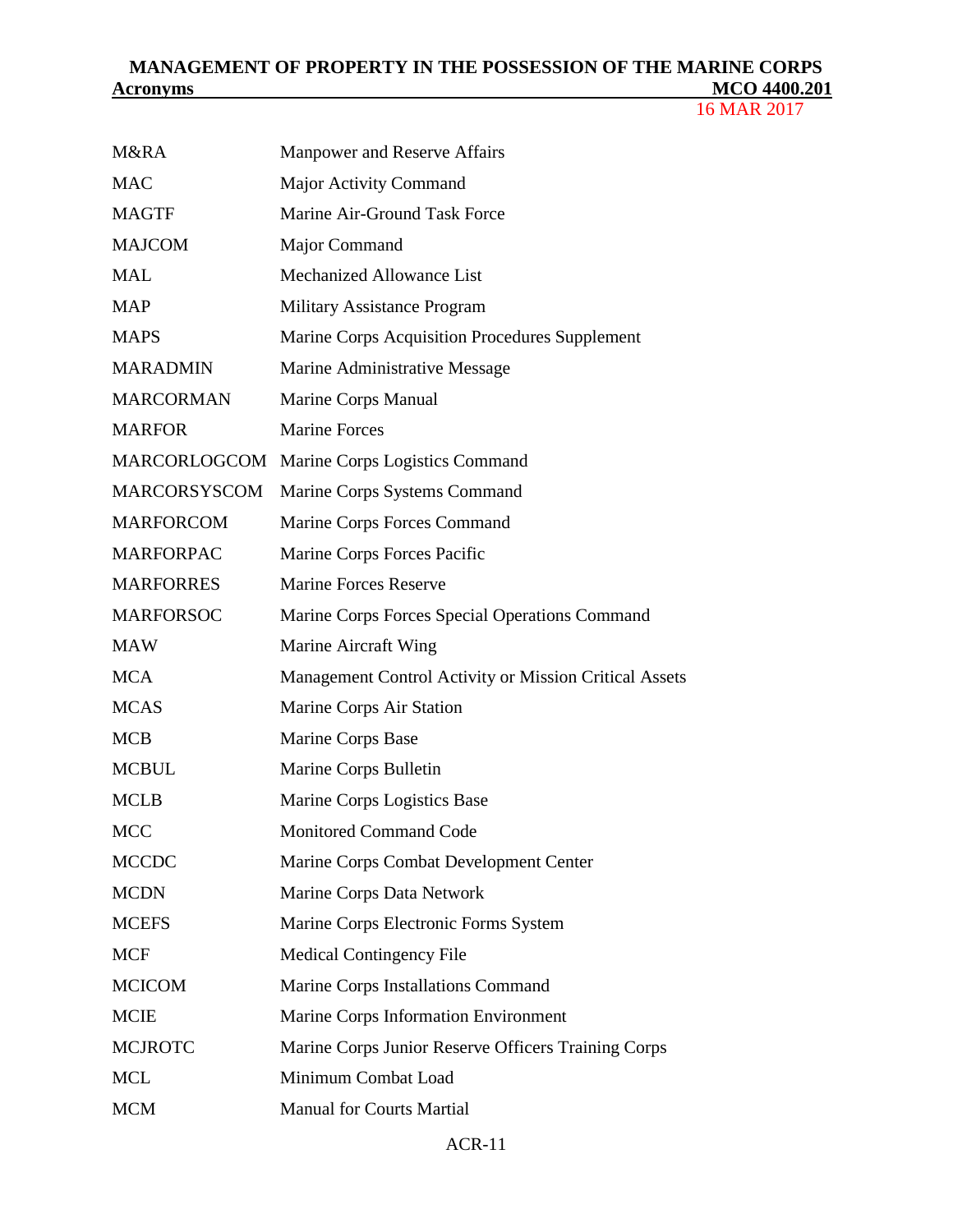| | |
|---|---|
| M&RA | Manpower and Reserve Affairs |
| MAC | Major Activity Command |
| MAGTF | Marine Air-Ground Task Force |
| MAJCOM | Major Command |
| MAL | Mechanized Allowance List |
| MAP | Military Assistance Program |
| MAPS | Marine Corps Acquisition Procedures Supplement |
| MARADMIN | Marine Administrative Message |
| MARCORMAN | Marine Corps Manual |
| MARFOR | Marine Forces |
| MARCORLOGCOM | Marine Corps Logistics Command |
| MARCORSYSCOM | Marine Corps Systems Command |
| MARFORCOM | Marine Corps Forces Command |
| MARFORPAC | Marine Corps Forces Pacific |
| MARFORRES | Marine Forces Reserve |
| MARFORSOC | Marine Corps Forces Special Operations Command |
| MAW | Marine Aircraft Wing |
| MCA | Management Control Activity or Mission Critical Assets |
| MCAS | Marine Corps Air Station |
| MCB | Marine Corps Base |
| MCBUL | Marine Corps Bulletin |
| MCLB | Marine Corps Logistics Base |
| MCC | Monitored Command Code |
| MCCDC | Marine Corps Combat Development Center |
| MCDN | Marine Corps Data Network |
| MCEFS | Marine Corps Electronic Forms System |
| MCF | Medical Contingency File |
| MCICOM | Marine Corps Installations Command |
| MCIE | Marine Corps Information Environment |
| MCJROTC | Marine Corps Junior Reserve Officers Training Corps |
| MCL | Minimum Combat Load |
| MCM | Manual for Courts Martial |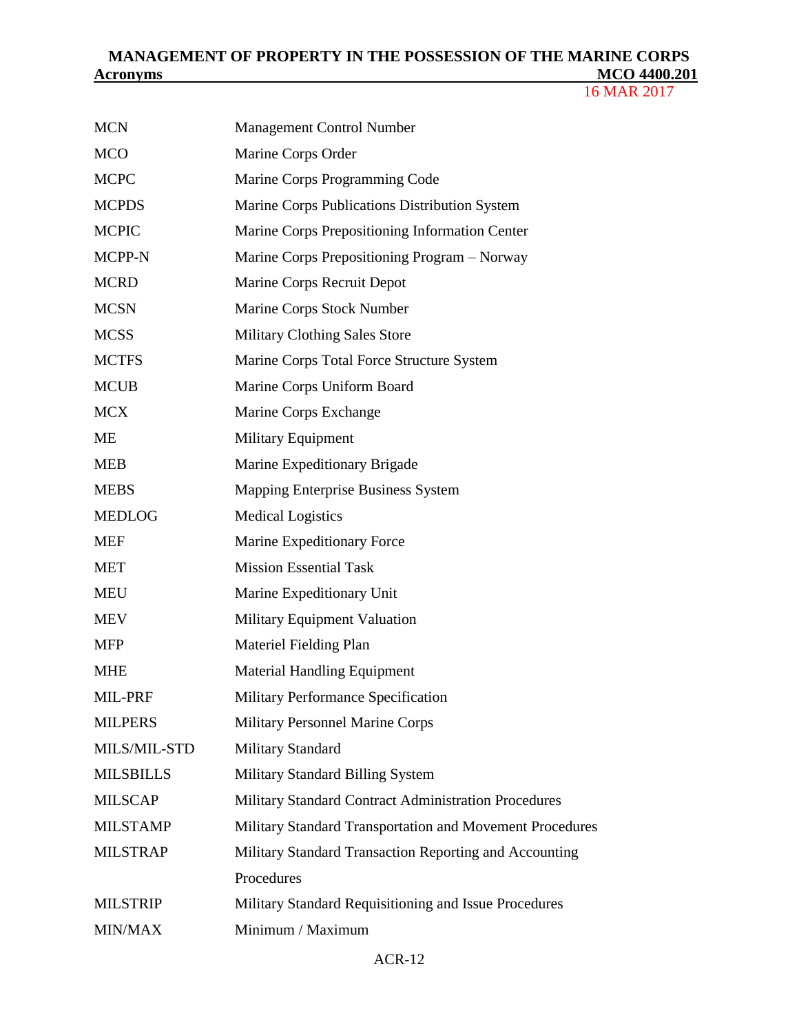| | |
|---|---|
| MCN | Management Control Number |
| MCO | Marine Corps Order |
| MCPC | Marine Corps Programming Code |
| MCPDS | Marine Corps Publications Distribution System |
| MCPIC | Marine Corps Prepositioning Information Center |
| MCPP-N | Marine Corps Prepositioning Program – Norway |
| MCRD | Marine Corps Recruit Depot |
| MCSN | Marine Corps Stock Number |
| MCSS | Military Clothing Sales Store |
| MCTFS | Marine Corps Total Force Structure System |
| MCUB | Marine Corps Uniform Board |
| MCX | Marine Corps Exchange |
| ME | Military Equipment |
| MEB | Marine Expeditionary Brigade |
| MEBS | Mapping Enterprise Business System |
| MEDLOG | Medical Logistics |
| MEF | Marine Expeditionary Force |
| MET | Mission Essential Task |
| MEU | Marine Expeditionary Unit |
| MEV | Military Equipment Valuation |
| MFP | Materiel Fielding Plan |
| MHE | Material Handling Equipment |
| MIL-PRF | Military Performance Specification |
| MILPERS | Military Personnel Marine Corps |
| MILS/MIL-STD | Military Standard |
| MILSBILLS | Military Standard Billing System |
| MILSCAP | Military Standard Contract Administration Procedures |
| MILSTAMP | Military Standard Transportation and Movement Procedures |
| MILSTRAP | Military Standard Transaction Reporting and Accounting Procedures |
| MILSTRIP | Military Standard Requisitioning and Issue Procedures |
| MIN/MAX | Minimum / Maximum |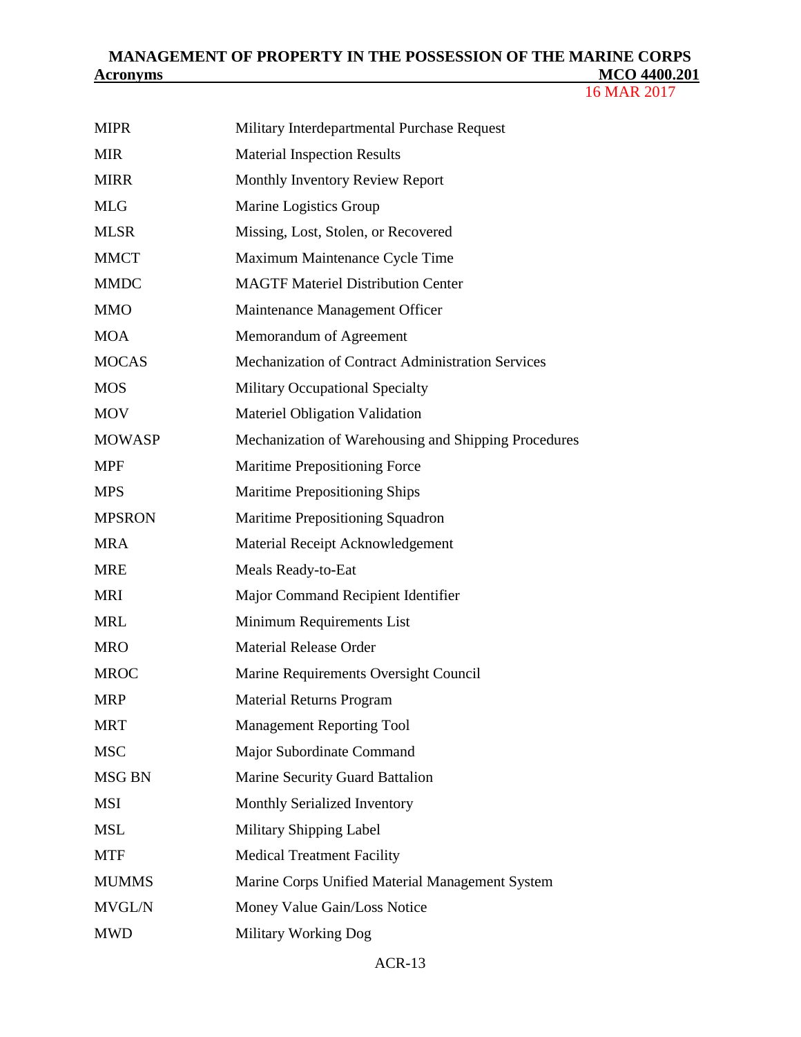| | |
|---|---|
| MIPR | Military Interdepartmental Purchase Request |
| MIR | Material Inspection Results |
| MIRR | Monthly Inventory Review Report |
| MLG | Marine Logistics Group |
| MLSR | Missing, Lost, Stolen, or Recovered |
| MMCT | Maximum Maintenance Cycle Time |
| MMDC | MAGTF Materiel Distribution Center |
| MMO | Maintenance Management Officer |
| MOA | Memorandum of Agreement |
| MOCAS | Mechanization of Contract Administration Services |
| MOS | Military Occupational Specialty |
| MOV | Materiel Obligation Validation |
| MOWASP | Mechanization of Warehousing and Shipping Procedures |
| MPF | Maritime Prepositioning Force |
| MPS | Maritime Prepositioning Ships |
| MPSRON | Maritime Prepositioning Squadron |
| MRA | Material Receipt Acknowledgement |
| MRE | Meals Ready-to-Eat |
| MRI | Major Command Recipient Identifier |
| MRL | Minimum Requirements List |
| MRO | Material Release Order |
| MROC | Marine Requirements Oversight Council |
| MRP | Material Returns Program |
| MRT | Management Reporting Tool |
| MSC | Major Subordinate Command |
| MSG BN | Marine Security Guard Battalion |
| MSI | Monthly Serialized Inventory |
| MSL | Military Shipping Label |
| MTF | Medical Treatment Facility |
| MUMMS | Marine Corps Unified Material Management System |
| MVGL/N | Money Value Gain/Loss Notice |
| MWD | Military Working Dog |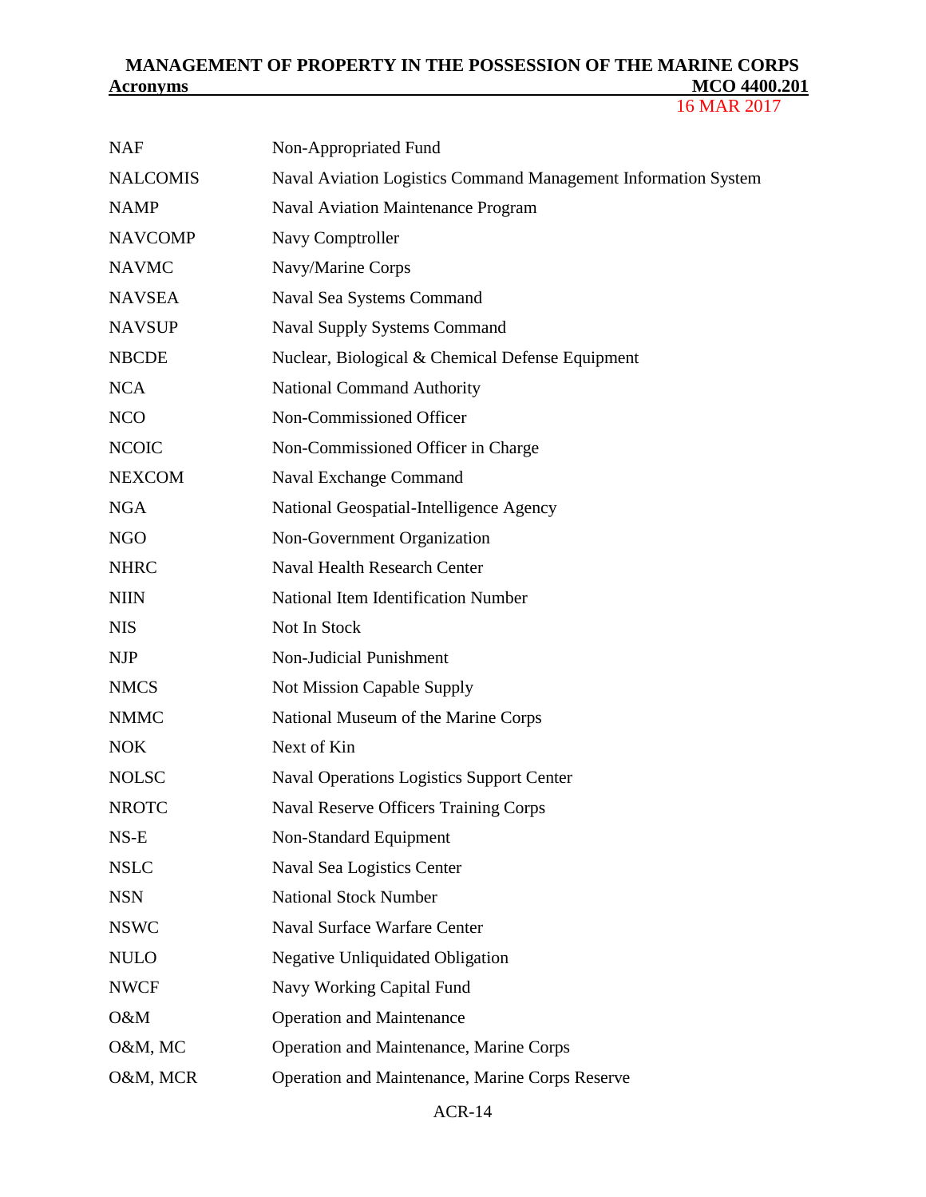| | |
|---|---|
| NAF | Non-Appropriated Fund |
| NALCOMIS | Naval Aviation Logistics Command Management Information System |
| NAMP | Naval Aviation Maintenance Program |
| NAVCOMP | Navy Comptroller |
| NAVMC | Navy/Marine Corps |
| NAVSEA | Naval Sea Systems Command |
| NAVSUP | Naval Supply Systems Command |
| NBCDE | Nuclear, Biological & Chemical Defense Equipment |
| NCA | National Command Authority |
| NCO | Non-Commissioned Officer |
| NCOIC | Non-Commissioned Officer in Charge |
| NEXCOM | Naval Exchange Command |
| NGA | National Geospatial-Intelligence Agency |
| NGO | Non-Government Organization |
| NHRC | Naval Health Research Center |
| NIIN | National Item Identification Number |
| NIS | Not In Stock |
| NJP | Non-Judicial Punishment |
| NMCS | Not Mission Capable Supply |
| NMMC | National Museum of the Marine Corps |
| NOK | Next of Kin |
| NOLSC | Naval Operations Logistics Support Center |
| NROTC | Naval Reserve Officers Training Corps |
| NS-E | Non-Standard Equipment |
| NSLC | Naval Sea Logistics Center |
| NSN | National Stock Number |
| NSWC | Naval Surface Warfare Center |
| NULO | Negative Unliquidated Obligation |
| NWCF | Navy Working Capital Fund |
| O&M | Operation and Maintenance |
| O&M, MC | Operation and Maintenance, Marine Corps |
| O&M, MCR | Operation and Maintenance, Marine Corps Reserve |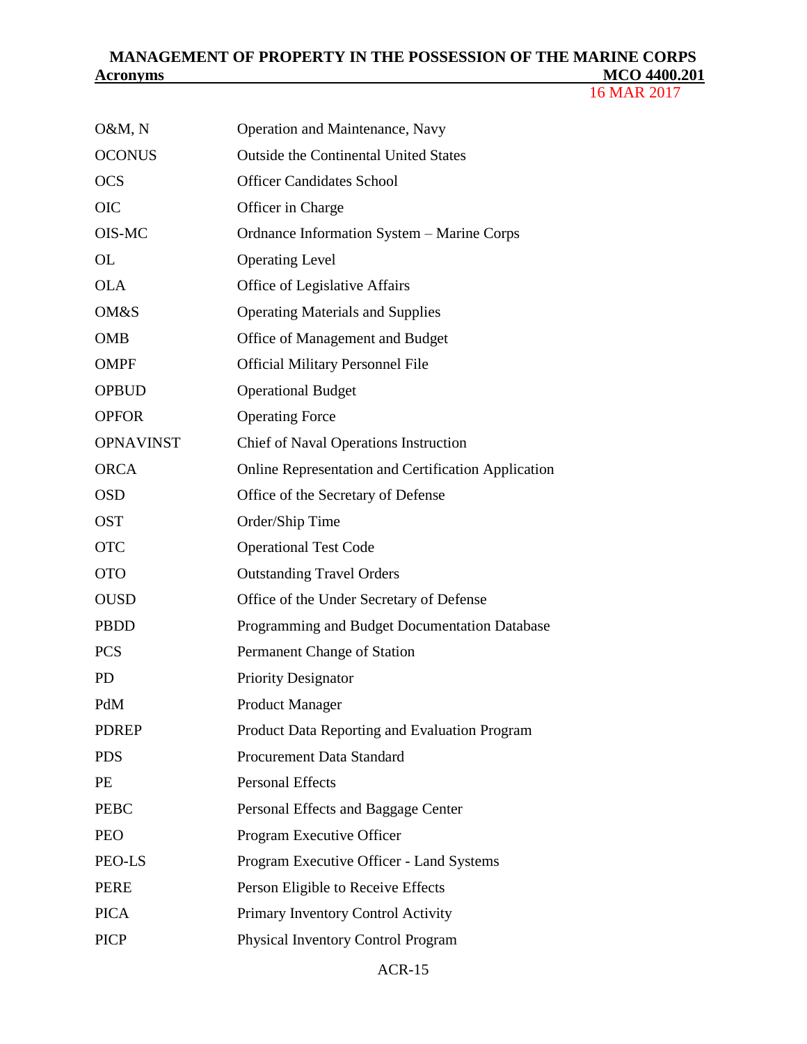| | |
|---|---|
| O&M, N | Operation and Maintenance, Navy |
| OCONUS | Outside the Continental United States |
| OCS | Officer Candidates School |
| OIC | Officer in Charge |
| OIS-MC | Ordnance Information System – Marine Corps |
| OL | Operating Level |
| OLA | Office of Legislative Affairs |
| OM&S | Operating Materials and Supplies |
| OMB | Office of Management and Budget |
| OMPF | Official Military Personnel File |
| OPBUD | Operational Budget |
| OPFOR | Operating Force |
| OPNAVINST | Chief of Naval Operations Instruction |
| ORCA | Online Representation and Certification Application |
| OSD | Office of the Secretary of Defense |
| OST | Order/Ship Time |
| OTC | Operational Test Code |
| OTO | Outstanding Travel Orders |
| OUSD | Office of the Under Secretary of Defense |
| PBDD | Programming and Budget Documentation Database |
| PCS | Permanent Change of Station |
| PD | Priority Designator |
| PdM | Product Manager |
| PDREP | Product Data Reporting and Evaluation Program |
| PDS | Procurement Data Standard |
| PE | Personal Effects |
| PEBC | Personal Effects and Baggage Center |
| PEO | Program Executive Officer |
| PEO-LS | Program Executive Officer - Land Systems |
| PERE | Person Eligible to Receive Effects |
| PICA | Primary Inventory Control Activity |
| PICP | Physical Inventory Control Program |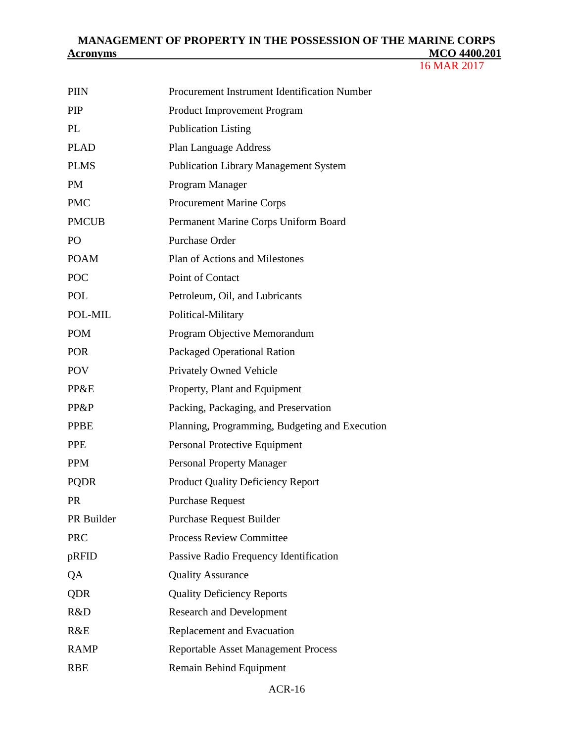| | |
|---|---|
| PIIN | Procurement Instrument Identification Number |
| PIP | Product Improvement Program |
| PL | Publication Listing |
| PLAD | Plan Language Address |
| PLMS | Publication Library Management System |
| PM | Program Manager |
| PMC | Procurement Marine Corps |
| PMCUB | Permanent Marine Corps Uniform Board |
| PO | Purchase Order |
| POAM | Plan of Actions and Milestones |
| POC | Point of Contact |
| POL | Petroleum, Oil, and Lubricants |
| POL-MIL | Political-Military |
| POM | Program Objective Memorandum |
| POR | Packaged Operational Ration |
| POV | Privately Owned Vehicle |
| PP&E | Property, Plant and Equipment |
| PP&P | Packing, Packaging, and Preservation |
| PPBE | Planning, Programming, Budgeting and Execution |
| PPE | Personal Protective Equipment |
| PPM | Personal Property Manager |
| PQDR | Product Quality Deficiency Report |
| PR | Purchase Request |
| PR Builder | Purchase Request Builder |
| PRC | Process Review Committee |
| pRFID | Passive Radio Frequency Identification |
| QA | Quality Assurance |
| QDR | Quality Deficiency Reports |
| R&D | Research and Development |
| R&E | Replacement and Evacuation |
| RAMP | Reportable Asset Management Process |
| RBE | Remain Behind Equipment |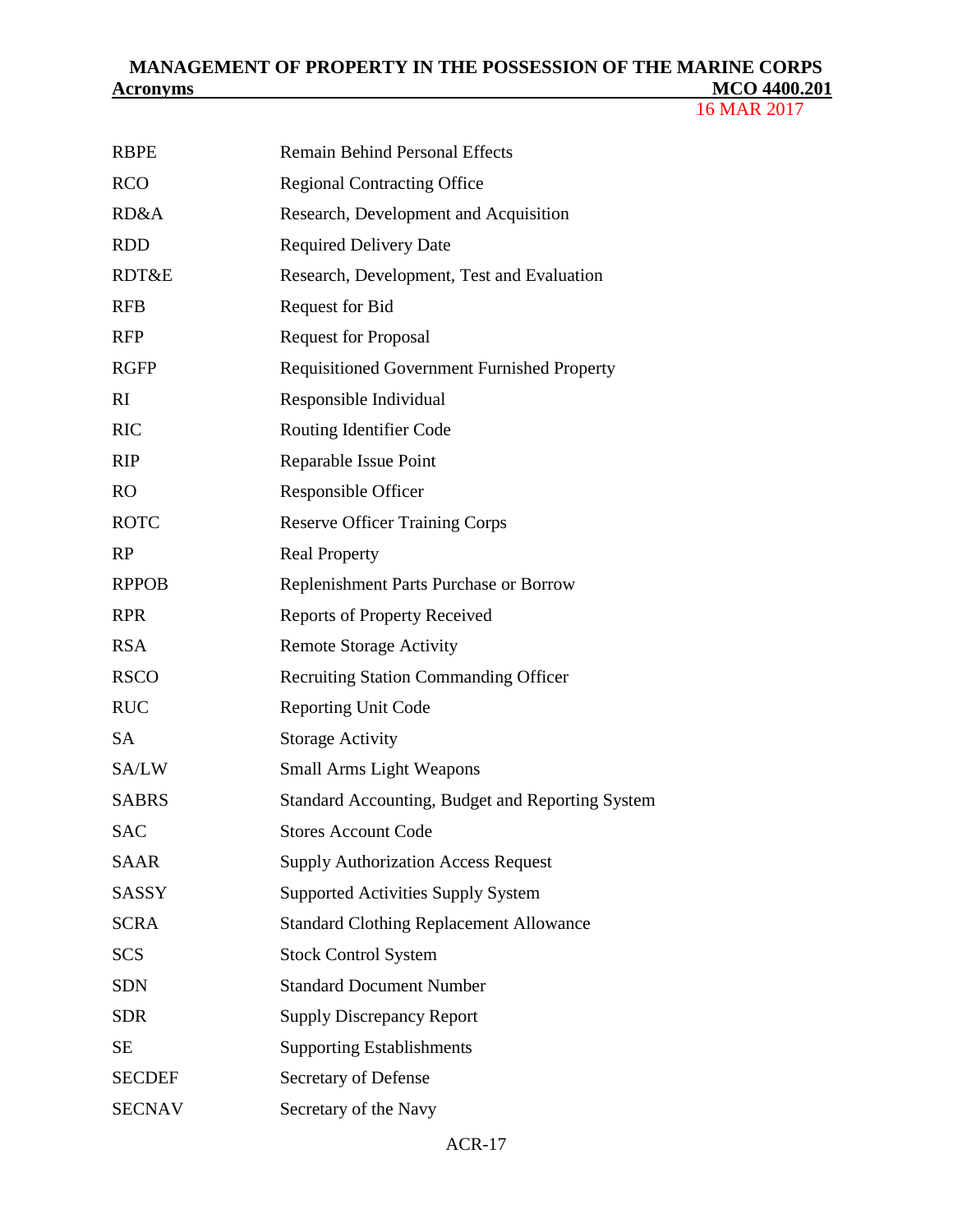| | |
|---|---|
| RBPE | Remain Behind Personal Effects |
| RCO | Regional Contracting Office |
| RD&A | Research, Development and Acquisition |
| RDD | Required Delivery Date |
| RDT&E | Research, Development, Test and Evaluation |
| RFB | Request for Bid |
| RFP | Request for Proposal |
| RGFP | Requisitioned Government Furnished Property |
| RI | Responsible Individual |
| RIC | Routing Identifier Code |
| RIP | Reparable Issue Point |
| RO | Responsible Officer |
| ROTC | Reserve Officer Training Corps |
| RP | Real Property |
| RPPOB | Replenishment Parts Purchase or Borrow |
| RPR | Reports of Property Received |
| RSA | Remote Storage Activity |
| RSCO | Recruiting Station Commanding Officer |
| RUC | Reporting Unit Code |
| SA | Storage Activity |
| SA/LW | Small Arms Light Weapons |
| SABRS | Standard Accounting, Budget and Reporting System |
| SAC | Stores Account Code |
| SAAR | Supply Authorization Access Request |
| SASSY | Supported Activities Supply System |
| SCRA | Standard Clothing Replacement Allowance |
| SCS | Stock Control System |
| SDN | Standard Document Number |
| SDR | Supply Discrepancy Report |
| SE | Supporting Establishments |
| SECDEF | Secretary of Defense |
| SECNAV | Secretary of the Navy |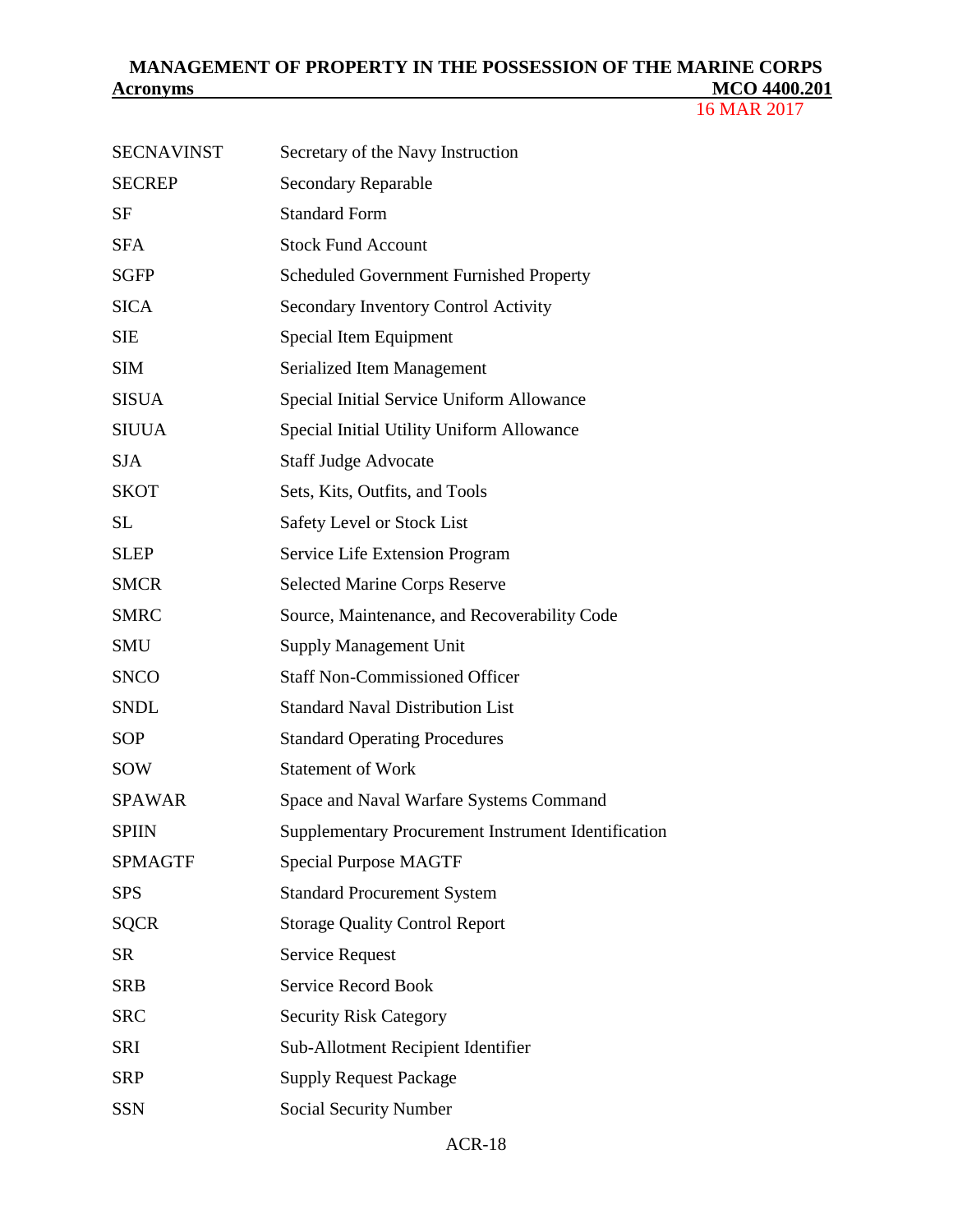| | |
|---|---|
| SECNAVINST | Secretary of the Navy Instruction |
| SECREP | Secondary Reparable |
| SF | Standard Form |
| SFA | Stock Fund Account |
| SGFP | Scheduled Government Furnished Property |
| SICA | Secondary Inventory Control Activity |
| SIE | Special Item Equipment |
| SIM | Serialized Item Management |
| SISUA | Special Initial Service Uniform Allowance |
| SIUUA | Special Initial Utility Uniform Allowance |
| SJA | Staff Judge Advocate |
| SKOT | Sets, Kits, Outfits, and Tools |
| SL | Safety Level or Stock List |
| SLEP | Service Life Extension Program |
| SMCR | Selected Marine Corps Reserve |
| SMRC | Source, Maintenance, and Recoverability Code |
| SMU | Supply Management Unit |
| SNCO | Staff Non-Commissioned Officer |
| SNDL | Standard Naval Distribution List |
| SOP | Standard Operating Procedures |
| SOW | Statement of Work |
| SPAWAR | Space and Naval Warfare Systems Command |
| SPIIN | Supplementary Procurement Instrument Identification |
| SPMAGTF | Special Purpose MAGTF |
| SPS | Standard Procurement System |
| SQCR | Storage Quality Control Report |
| SR | Service Request |
| SRB | Service Record Book |
| SRC | Security Risk Category |
| SRI | Sub-Allotment Recipient Identifier |
| SRP | Supply Request Package |
| SSN | Social Security Number |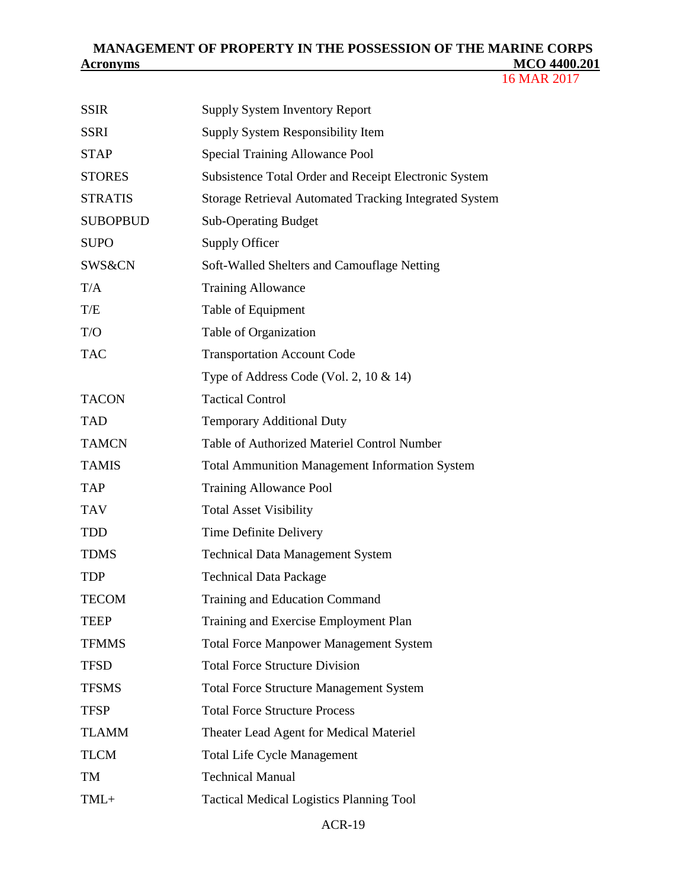| | |
|---|---|
| SSIR | Supply System Inventory Report |
| SSRI | Supply System Responsibility Item |
| STAP | Special Training Allowance Pool |
| STORES | Subsistence Total Order and Receipt Electronic System |
| STRATIS | Storage Retrieval Automated Tracking Integrated System |
| SUBOPBUD | Sub-Operating Budget |
| SUPO | Supply Officer |
| SWS&CN | Soft-Walled Shelters and Camouflage Netting |
| T/A | Training Allowance |
| T/E | Table of Equipment |
| T/O | Table of Organization |
| TAC | Transportation Account Code |
| | Type of Address Code (Vol. 2, 10 & 14) |
| TACON | Tactical Control |
| TAD | Temporary Additional Duty |
| TAMCN | Table of Authorized Materiel Control Number |
| TAMIS | Total Ammunition Management Information System |
| TAP | Training Allowance Pool |
| TAV | Total Asset Visibility |
| TDD | Time Definite Delivery |
| TDMS | Technical Data Management System |
| TDP | Technical Data Package |
| TECOM | Training and Education Command |
| TEEP | Training and Exercise Employment Plan |
| TFMMS | Total Force Manpower Management System |
| TFSD | Total Force Structure Division |
| TFSMS | Total Force Structure Management System |
| TFSP | Total Force Structure Process |
| TLAMM | Theater Lead Agent for Medical Materiel |
| TLCM | Total Life Cycle Management |
| TM | Technical Manual |
| TML+ | Tactical Medical Logistics Planning Tool |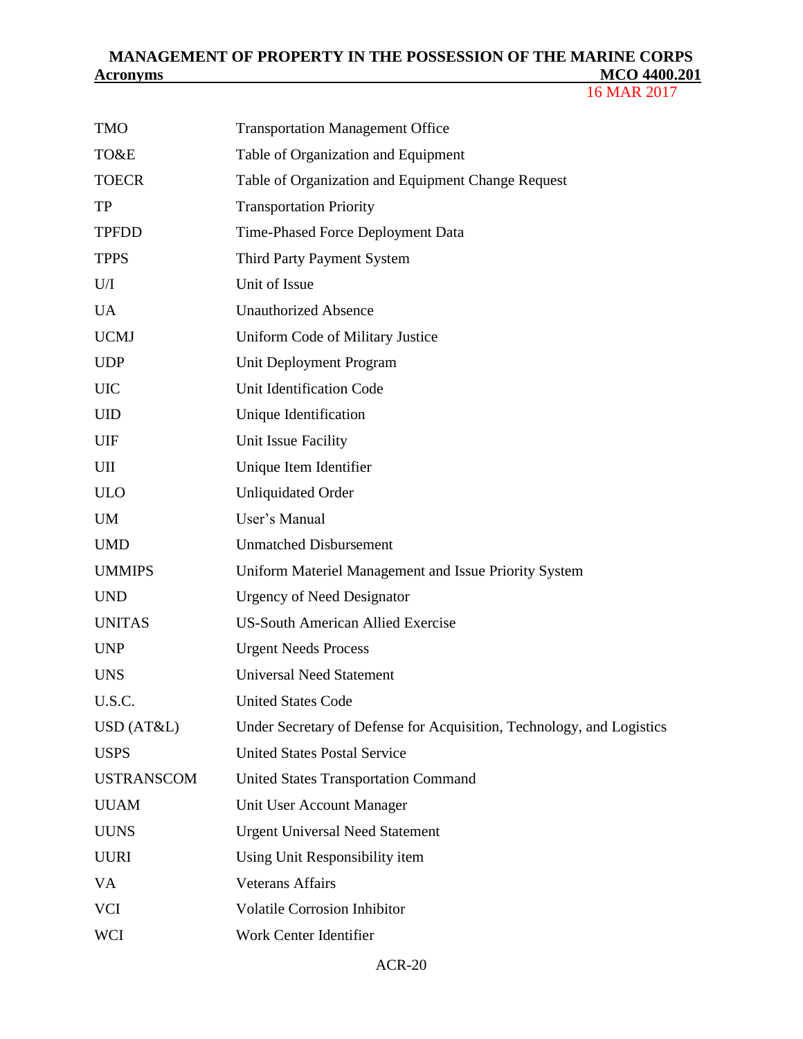| | |
|---|---|
| TMO | Transportation Management Office |
| TO&E | Table of Organization and Equipment |
| TOECR | Table of Organization and Equipment Change Request |
| TP | Transportation Priority |
| TPFDD | Time-Phased Force Deployment Data |
| TPPS | Third Party Payment System |
| U/I | Unit of Issue |
| UA | Unauthorized Absence |
| UCMJ | Uniform Code of Military Justice |
| UDP | Unit Deployment Program |
| UIC | Unit Identification Code |
| UID | Unique Identification |
| UIF | Unit Issue Facility |
| UII | Unique Item Identifier |
| ULO | Unliquidated Order |
| UM | User's Manual |
| UMD | Unmatched Disbursement |
| UMMIPS | Uniform Materiel Management and Issue Priority System |
| UND | Urgency of Need Designator |
| UNITAS | US-South American Allied Exercise |
| UNP | Urgent Needs Process |
| UNS | Universal Need Statement |
| U.S.C. | United States Code |
| USD (AT&L) | Under Secretary of Defense for Acquisition, Technology, and Logistics |
| USPS | United States Postal Service |
| USTRANSCOM | United States Transportation Command |
| UUAM | Unit User Account Manager |
| UUNS | Urgent Universal Need Statement |
| UURI | Using Unit Responsibility item |
| VA | Veterans Affairs |
| VCI | Volatile Corrosion Inhibitor |
| WCI | Work Center Identifier |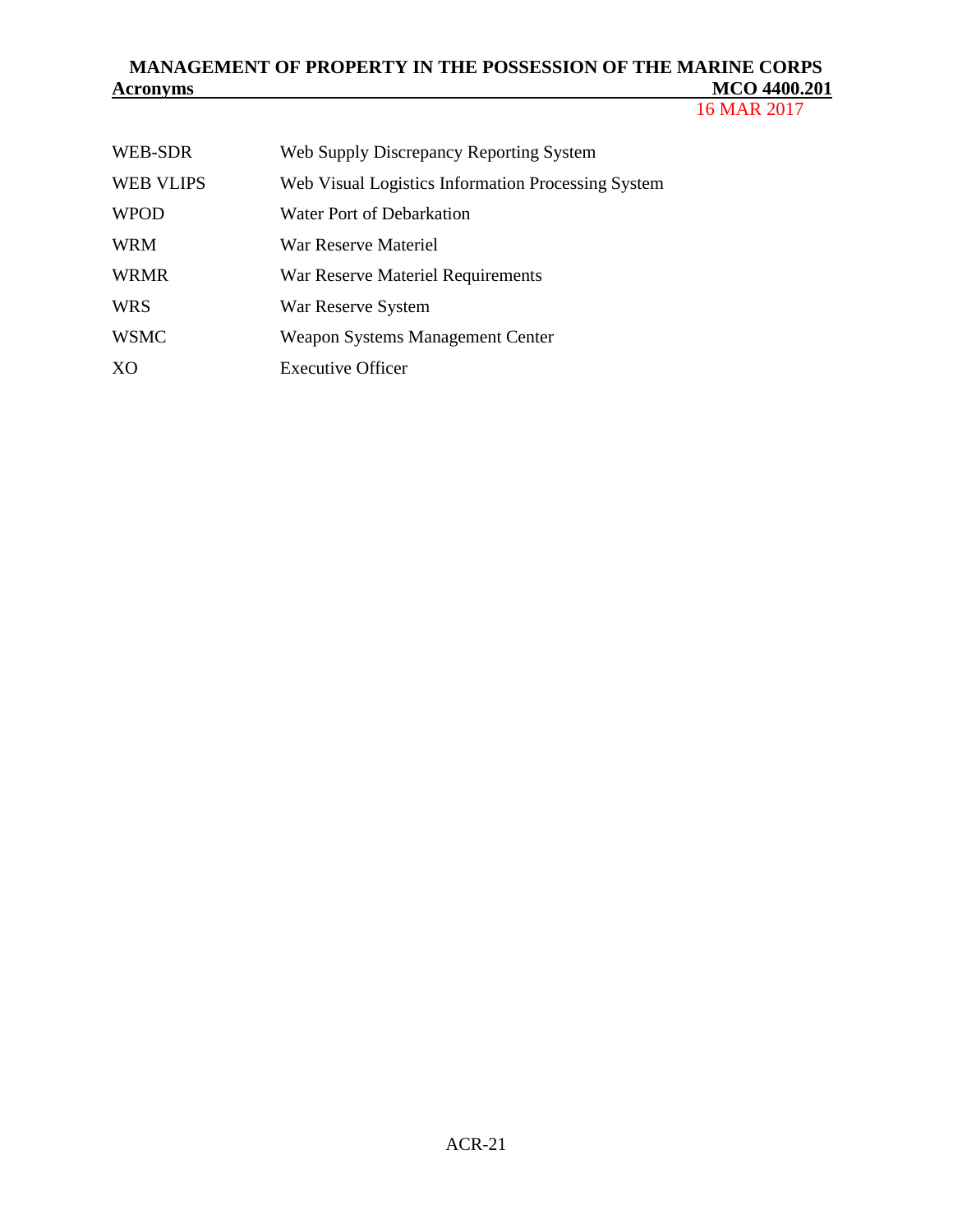| | |
|---|---|
| WEB-SDR | Web Supply Discrepancy Reporting System |
| WEB VLIPS | Web Visual Logistics Information Processing System |
| WPOD | Water Port of Debarkation |
| WRM | War Reserve Materiel |
| WRMR | War Reserve Materiel Requirements |
| WRS | War Reserve System |
| WSMC | Weapon Systems Management Center |
| XO | Executive Officer |